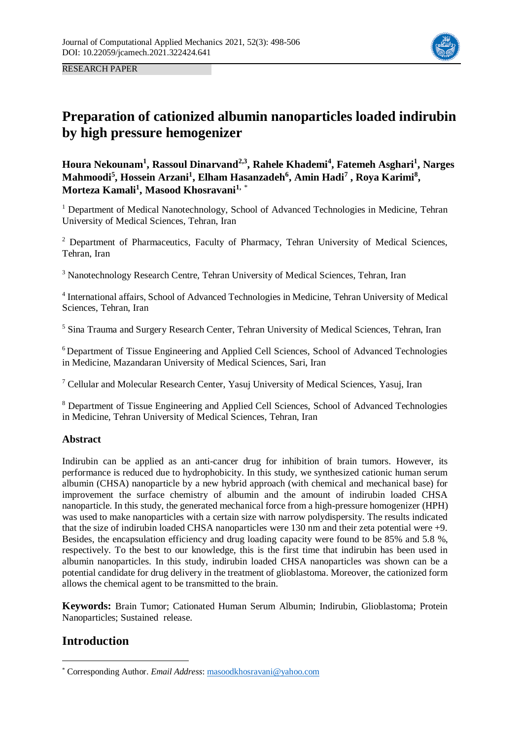RESEARCH PAPER

# Preparation of cationized albumin nanoparticles loaded indirubin by high pressure hemogenizer

**Houra Nekounam[1], Rassoul Dinarvand[2,3], Rahele Khademi[4], Fatemeh Asghari[1], Narges Mahmoodi[5], Hossein Arzani[1], Elham Hasanzadeh[6], Amin Hadi[7] , Roya Karimi[8], Morteza Kamali[1], Masood Khosravani[1, *]**

[1] Department of Medical Nanotechnology, School of Advanced Technologies in Medicine, Tehran University of Medical Sciences, Tehran, Iran

[2] Department of Pharmaceutics, Faculty of Pharmacy, Tehran University of Medical Sciences, Tehran, Iran

[3] Nanotechnology Research Centre, Tehran University of Medical Sciences, Tehran, Iran

[4] International affairs, School of Advanced Technologies in Medicine, Tehran University of Medical Sciences, Tehran, Iran

[5] Sina Trauma and Surgery Research Center, Tehran University of Medical Sciences, Tehran, Iran

[6] Department of Tissue Engineering and Applied Cell Sciences, School of Advanced Technologies in Medicine, Mazandaran University of Medical Sciences, Sari, Iran

[7] Cellular and Molecular Research Center, Yasuj University of Medical Sciences, Yasuj, Iran

[8] Department of Tissue Engineering and Applied Cell Sciences, School of Advanced Technologies in Medicine, Tehran University of Medical Sciences, Tehran, Iran

### Abstract

Indirubin can be applied as an anti-cancer drug for inhibition of brain tumors. However, its performance is reduced due to hydrophobicity. In this study, we synthesized cationic human serum albumin (CHSA) nanoparticle by a new hybrid approach (with chemical and mechanical base) for improvement the surface chemistry of albumin and the amount of indirubin loaded CHSA nanoparticle. In this study, the generated mechanical force from a high-pressure homogenizer (HPH) was used to make nanoparticles with a certain size with narrow polydispersity. The results indicated that the size of indirubin loaded CHSA nanoparticles were 130 nm and their zeta potential were +9. Besides, the encapsulation efficiency and drug loading capacity were found to be 85% and 5.8 %, respectively. To the best to our knowledge, this is the first time that indirubin has been used in albumin nanoparticles. In this study, indirubin loaded CHSA nanoparticles was shown can be a potential candidate for drug delivery in the treatment of glioblastoma. Moreover, the cationized form allows the chemical agent to be transmitted to the brain.

**Keywords:** Brain Tumor; Cationated Human Serum Albumin; Indirubin, Glioblastoma; Protein Nanoparticles; Sustained release.

## Introduction

[*] Corresponding Author. *Email Address*: masoodkhosravani@yahoo.com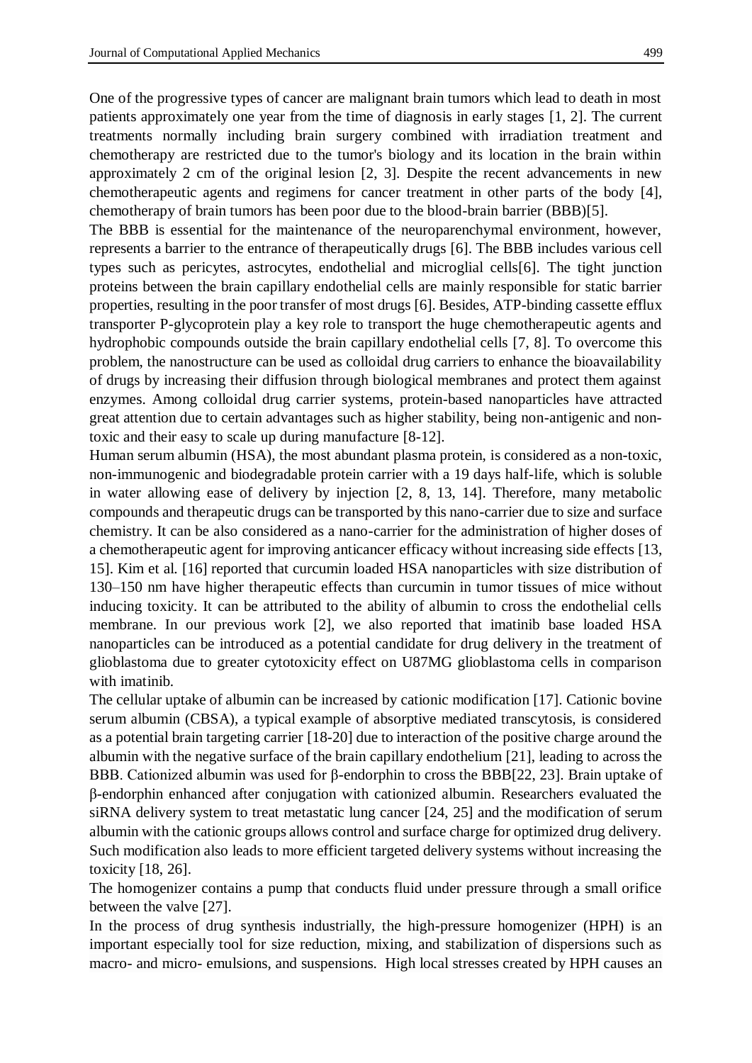One of the progressive types of cancer are malignant brain tumors which lead to death in most patients approximately one year from the time of diagnosis in early stages [1, 2]. The current treatments normally including brain surgery combined with irradiation treatment and chemotherapy are restricted due to the tumor's biology and its location in the brain within approximately 2 cm of the original lesion [2, 3]. Despite the recent advancements in new chemotherapeutic agents and regimens for cancer treatment in other parts of the body [4], chemotherapy of brain tumors has been poor due to the blood-brain barrier (BBB)[5].

The BBB is essential for the maintenance of the neuroparenchymal environment, however, represents a barrier to the entrance of therapeutically drugs [6]. The BBB includes various cell types such as pericytes, astrocytes, endothelial and microglial cells[6]. The tight junction proteins between the brain capillary endothelial cells are mainly responsible for static barrier properties, resulting in the poor transfer of most drugs [6]. Besides, ATP-binding cassette efflux transporter P-glycoprotein play a key role to transport the huge chemotherapeutic agents and hydrophobic compounds outside the brain capillary endothelial cells [7, 8]. To overcome this problem, the nanostructure can be used as colloidal drug carriers to enhance the bioavailability of drugs by increasing their diffusion through biological membranes and protect them against enzymes. Among colloidal drug carrier systems, protein-based nanoparticles have attracted great attention due to certain advantages such as higher stability, being non-antigenic and non-toxic and their easy to scale up during manufacture [8-12].

Human serum albumin (HSA), the most abundant plasma protein, is considered as a non-toxic, non-immunogenic and biodegradable protein carrier with a 19 days half-life, which is soluble in water allowing ease of delivery by injection [2, 8, 13, 14]. Therefore, many metabolic compounds and therapeutic drugs can be transported by this nano-carrier due to size and surface chemistry. It can be also considered as a nano-carrier for the administration of higher doses of a chemotherapeutic agent for improving anticancer efficacy without increasing side effects [13, 15]. Kim et al. [16] reported that curcumin loaded HSA nanoparticles with size distribution of 130–150 nm have higher therapeutic effects than curcumin in tumor tissues of mice without inducing toxicity. It can be attributed to the ability of albumin to cross the endothelial cells membrane. In our previous work [2], we also reported that imatinib base loaded HSA nanoparticles can be introduced as a potential candidate for drug delivery in the treatment of glioblastoma due to greater cytotoxicity effect on U87MG glioblastoma cells in comparison with imatinib.

The cellular uptake of albumin can be increased by cationic modification [17]. Cationic bovine serum albumin (CBSA), a typical example of absorptive mediated transcytosis, is considered as a potential brain targeting carrier [18-20] due to interaction of the positive charge around the albumin with the negative surface of the brain capillary endothelium [21], leading to across the BBB. Cationized albumin was used for β-endorphin to cross the BBB[22, 23]. Brain uptake of β-endorphin enhanced after conjugation with cationized albumin. Researchers evaluated the siRNA delivery system to treat metastatic lung cancer [24, 25] and the modification of serum albumin with the cationic groups allows control and surface charge for optimized drug delivery. Such modification also leads to more efficient targeted delivery systems without increasing the toxicity [18, 26].

The homogenizer contains a pump that conducts fluid under pressure through a small orifice between the valve [27].

In the process of drug synthesis industrially, the high-pressure homogenizer (HPH) is an important especially tool for size reduction, mixing, and stabilization of dispersions such as macro- and micro- emulsions, and suspensions. High local stresses created by HPH causes an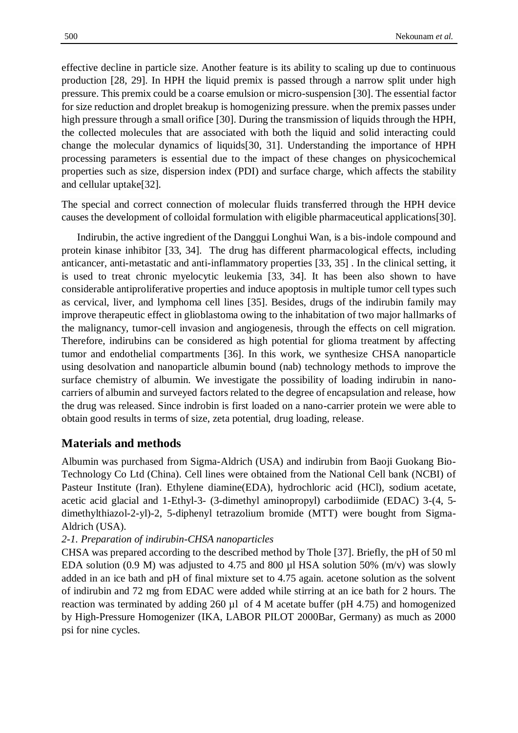effective decline in particle size. Another feature is its ability to scaling up due to continuous production [28, 29]. In HPH the liquid premix is passed through a narrow split under high pressure. This premix could be a coarse emulsion or micro-suspension [30]. The essential factor for size reduction and droplet breakup is homogenizing pressure. when the premix passes under high pressure through a small orifice [30]. During the transmission of liquids through the HPH, the collected molecules that are associated with both the liquid and solid interacting could change the molecular dynamics of liquids[30, 31]. Understanding the importance of HPH processing parameters is essential due to the impact of these changes on physicochemical properties such as size, dispersion index (PDI) and surface charge, which affects the stability and cellular uptake[32].

The special and correct connection of molecular fluids transferred through the HPH device causes the development of colloidal formulation with eligible pharmaceutical applications[30].

Indirubin, the active ingredient of the Danggui Longhui Wan, is a bis-indole compound and protein kinase inhibitor [33, 34]. The drug has different pharmacological effects, including anticancer, anti-metastatic and anti-inflammatory properties [33, 35] . In the clinical setting, it is used to treat chronic myelocytic leukemia [33, 34]. It has been also shown to have considerable antiproliferative properties and induce apoptosis in multiple tumor cell types such as cervical, liver, and lymphoma cell lines [35]. Besides, drugs of the indirubin family may improve therapeutic effect in glioblastoma owing to the inhabitation of two major hallmarks of the malignancy, tumor-cell invasion and angiogenesis, through the effects on cell migration. Therefore, indirubins can be considered as high potential for glioma treatment by affecting tumor and endothelial compartments [36]. In this work, we synthesize CHSA nanoparticle using desolvation and nanoparticle albumin bound (nab) technology methods to improve the surface chemistry of albumin. We investigate the possibility of loading indirubin in nano-carriers of albumin and surveyed factors related to the degree of encapsulation and release, how the drug was released. Since indrobin is first loaded on a nano-carrier protein we were able to obtain good results in terms of size, zeta potential, drug loading, release.

## Materials and methods

Albumin was purchased from Sigma-Aldrich (USA) and indirubin from Baoji Guokang Bio-Technology Co Ltd (China). Cell lines were obtained from the National Cell bank (NCBI) of Pasteur Institute (Iran). Ethylene diamine(EDA), hydrochloric acid (HCl), sodium acetate, acetic acid glacial and 1-Ethyl-3- (3-dimethyl aminopropyl) carbodiimide (EDAC) 3-(4, 5-dimethylthiazol-2-yl)-2, 5-diphenyl tetrazolium bromide (MTT) were bought from Sigma-Aldrich (USA).

*2-1. Preparation of indirubin-CHSA nanoparticles*

CHSA was prepared according to the described method by Thole [37]. Briefly, the pH of 50 ml EDA solution (0.9 M) was adjusted to 4.75 and 800 µl HSA solution 50% (m/v) was slowly added in an ice bath and pH of final mixture set to 4.75 again. acetone solution as the solvent of indirubin and 72 mg from EDAC were added while stirring at an ice bath for 2 hours. The reaction was terminated by adding 260 µl of 4 M acetate buffer (pH 4.75) and homogenized by High-Pressure Homogenizer (IKA, LABOR PILOT 2000Bar, Germany) as much as 2000 psi for nine cycles.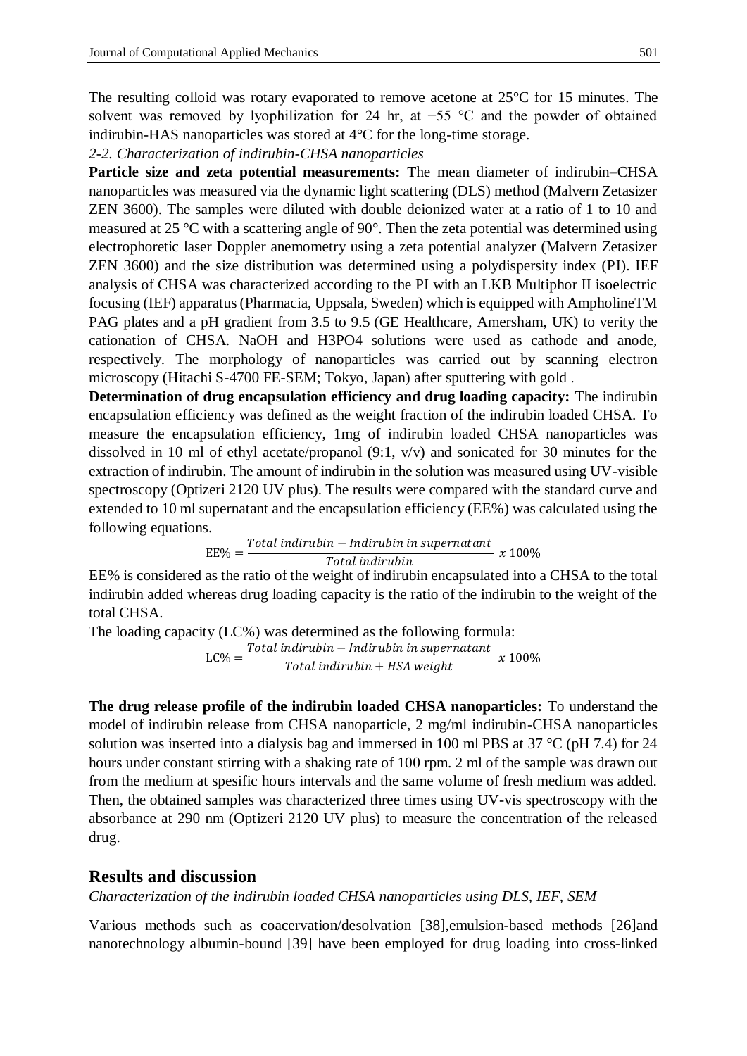The resulting colloid was rotary evaporated to remove acetone at 25°C for 15 minutes. The solvent was removed by lyophilization for 24 hr, at −55 °C and the powder of obtained indirubin-HAS nanoparticles was stored at 4°C for the long-time storage.

*2-2. Characterization of indirubin-CHSA nanoparticles*

**Particle size and zeta potential measurements:** The mean diameter of indirubin–CHSA nanoparticles was measured via the dynamic light scattering (DLS) method (Malvern Zetasizer ZEN 3600). The samples were diluted with double deionized water at a ratio of 1 to 10 and measured at 25 °C with a scattering angle of 90°. Then the zeta potential was determined using electrophoretic laser Doppler anemometry using a zeta potential analyzer (Malvern Zetasizer ZEN 3600) and the size distribution was determined using a polydispersity index (PI). IEF analysis of CHSA was characterized according to the PI with an LKB Multiphor II isoelectric focusing (IEF) apparatus (Pharmacia, Uppsala, Sweden) which is equipped with AmpholineTM PAG plates and a pH gradient from 3.5 to 9.5 (GE Healthcare, Amersham, UK) to verity the cationation of CHSA. NaOH and $H_3PO_4$ solutions were used as cathode and anode, respectively. The morphology of nanoparticles was carried out by scanning electron microscopy (Hitachi S-4700 FE-SEM; Tokyo, Japan) after sputtering with gold .

**Determination of drug encapsulation efficiency and drug loading capacity:** The indirubin encapsulation efficiency was defined as the weight fraction of the indirubin loaded CHSA. To measure the encapsulation efficiency, 1mg of indirubin loaded CHSA nanoparticles was dissolved in 10 ml of ethyl acetate/propanol (9:1, v/v) and sonicated for 30 minutes for the extraction of indirubin. The amount of indirubin in the solution was measured using UV-visible spectroscopy (Optizeri 2120 UV plus). The results were compared with the standard curve and extended to 10 ml supernatant and the encapsulation efficiency (EE%) was calculated using the following equations.

$$\text{EE\%} = \frac{Total\ indirubin - Indirubin\ in\ supernatant}{Total\ indirubin}\ x\ 100\%$$

EE% is considered as the ratio of the weight of indirubin encapsulated into a CHSA to the total indirubin added whereas drug loading capacity is the ratio of the indirubin to the weight of the total CHSA.

The loading capacity (LC%) was determined as the following formula:

$$\text{LC\%} = \frac{Total\ indirubin - Indirubin\ in\ supernatant}{Total\ indirubin + HSA\ weight}\ x\ 100\%$$

**The drug release profile of the indirubin loaded CHSA nanoparticles:** To understand the model of indirubin release from CHSA nanoparticle, 2 mg/ml indirubin-CHSA nanoparticles solution was inserted into a dialysis bag and immersed in 100 ml PBS at 37 °C (pH 7.4) for 24 hours under constant stirring with a shaking rate of 100 rpm. 2 ml of the sample was drawn out from the medium at spesific hours intervals and the same volume of fresh medium was added. Then, the obtained samples was characterized three times using UV-vis spectroscopy with the absorbance at 290 nm (Optizeri 2120 UV plus) to measure the concentration of the released drug.

## Results and discussion

*Characterization of the indirubin loaded CHSA nanoparticles using DLS, IEF, SEM*

Various methods such as coacervation/desolvation [38],emulsion-based methods [26]and nanotechnology albumin-bound [39] have been employed for drug loading into cross-linked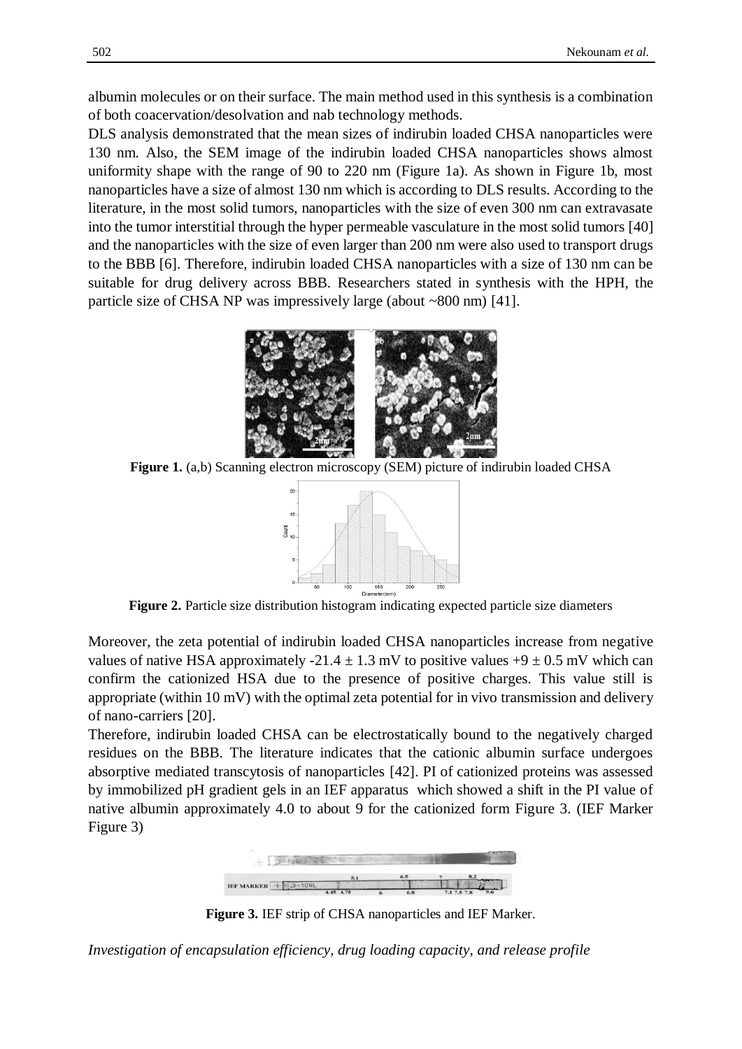albumin molecules or on their surface. The main method used in this synthesis is a combination of both coacervation/desolvation and nab technology methods.

DLS analysis demonstrated that the mean sizes of indirubin loaded CHSA nanoparticles were 130 nm. Also, the SEM image of the indirubin loaded CHSA nanoparticles shows almost uniformity shape with the range of 90 to 220 nm (Figure 1a). As shown in Figure 1b, most nanoparticles have a size of almost 130 nm which is according to DLS results. According to the literature, in the most solid tumors, nanoparticles with the size of even 300 nm can extravasate into the tumor interstitial through the hyper permeable vasculature in the most solid tumors [40] and the nanoparticles with the size of even larger than 200 nm were also used to transport drugs to the BBB [6]. Therefore, indirubin loaded CHSA nanoparticles with a size of 130 nm can be suitable for drug delivery across BBB. Researchers stated in synthesis with the HPH, the particle size of CHSA NP was impressively large (about ~800 nm) [41].

**Figure 1.** (a,b) Scanning electron microscopy (SEM) picture of indirubin loaded CHSA

**Figure 2.** Particle size distribution histogram indicating expected particle size diameters

Moreover, the zeta potential of indirubin loaded CHSA nanoparticles increase from negative values of native HSA approximately $-21.4 \pm 1.3$ mV to positive values $+9 \pm 0.5$ mV which can confirm the cationized HSA due to the presence of positive charges. This value still is appropriate (within 10 mV) with the optimal zeta potential for in vivo transmission and delivery of nano-carriers [20].

Therefore, indirubin loaded CHSA can be electrostatically bound to the negatively charged residues on the BBB. The literature indicates that the cationic albumin surface undergoes absorptive mediated transcytosis of nanoparticles [42]. PI of cationized proteins was assessed by immobilized pH gradient gels in an IEF apparatus which showed a shift in the PI value of native albumin approximately 4.0 to about 9 for the cationized form Figure 3. (IEF Marker Figure 3)

**Figure 3.** IEF strip of CHSA nanoparticles and IEF Marker.

*Investigation of encapsulation efficiency, drug loading capacity, and release profile*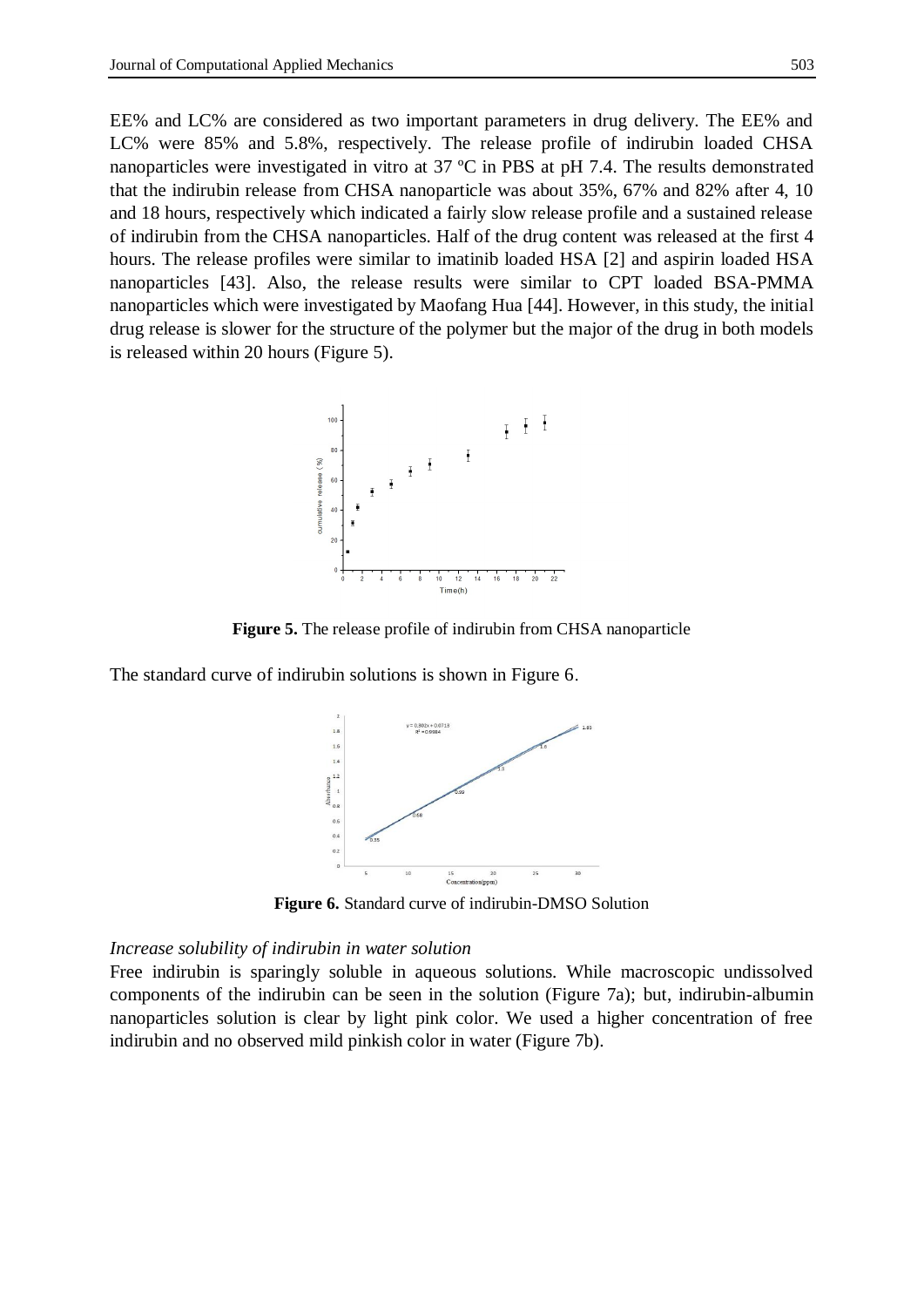EE% and LC% are considered as two important parameters in drug delivery. The EE% and LC% were 85% and 5.8%, respectively. The release profile of indirubin loaded CHSA nanoparticles were investigated in vitro at 37 ºC in PBS at pH 7.4. The results demonstrated that the indirubin release from CHSA nanoparticle was about 35%, 67% and 82% after 4, 10 and 18 hours, respectively which indicated a fairly slow release profile and a sustained release of indirubin from the CHSA nanoparticles. Half of the drug content was released at the first 4 hours. The release profiles were similar to imatinib loaded HSA [2] and aspirin loaded HSA nanoparticles [43]. Also, the release results were similar to CPT loaded BSA-PMMA nanoparticles which were investigated by Maofang Hua [44]. However, in this study, the initial drug release is slower for the structure of the polymer but the major of the drug in both models is released within 20 hours (Figure 5).

**Figure 5.** The release profile of indirubin from CHSA nanoparticle

The standard curve of indirubin solutions is shown in Figure 6.

**Figure 6.** Standard curve of indirubin-DMSO Solution

*Increase solubility of indirubin in water solution*

Free indirubin is sparingly soluble in aqueous solutions. While macroscopic undissolved components of the indirubin can be seen in the solution (Figure 7a); but, indirubin-albumin nanoparticles solution is clear by light pink color. We used a higher concentration of free indirubin and no observed mild pinkish color in water (Figure 7b).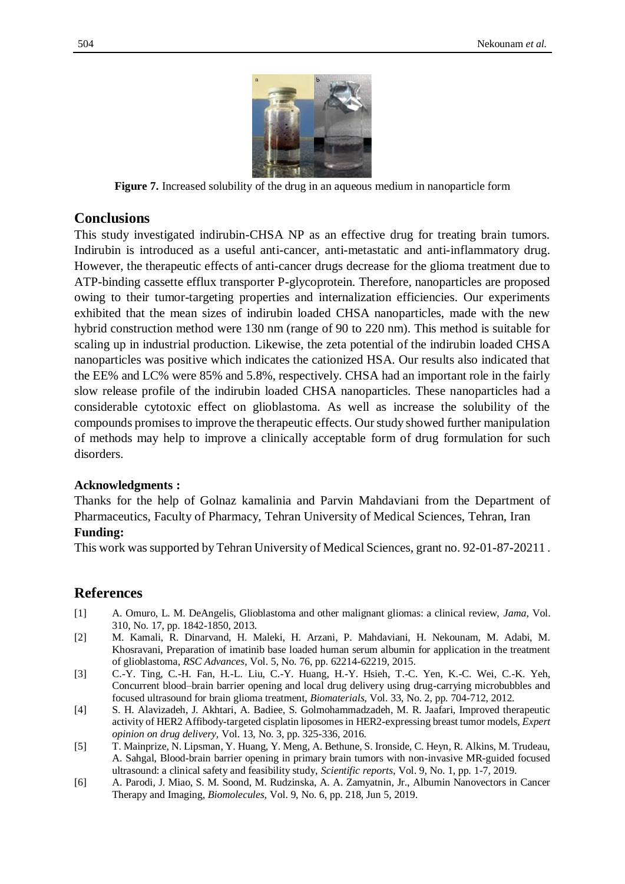**Figure 7.** Increased solubility of the drug in an aqueous medium in nanoparticle form

## Conclusions

This study investigated indirubin-CHSA NP as an effective drug for treating brain tumors. Indirubin is introduced as a useful anti-cancer, anti-metastatic and anti-inflammatory drug. However, the therapeutic effects of anti-cancer drugs decrease for the glioma treatment due to ATP-binding cassette efflux transporter P-glycoprotein. Therefore, nanoparticles are proposed owing to their tumor-targeting properties and internalization efficiencies. Our experiments exhibited that the mean sizes of indirubin loaded CHSA nanoparticles, made with the new hybrid construction method were 130 nm (range of 90 to 220 nm). This method is suitable for scaling up in industrial production. Likewise, the zeta potential of the indirubin loaded CHSA nanoparticles was positive which indicates the cationized HSA. Our results also indicated that the EE% and LC% were 85% and 5.8%, respectively. CHSA had an important role in the fairly slow release profile of the indirubin loaded CHSA nanoparticles. These nanoparticles had a considerable cytotoxic effect on glioblastoma. As well as increase the solubility of the compounds promises to improve the therapeutic effects. Our study showed further manipulation of methods may help to improve a clinically acceptable form of drug formulation for such disorders.

**Acknowledgments :**

Thanks for the help of Golnaz kamalinia and Parvin Mahdaviani from the Department of Pharmaceutics, Faculty of Pharmacy, Tehran University of Medical Sciences, Tehran, Iran

**Funding:**

This work was supported by Tehran University of Medical Sciences, grant no. 92-01-87-20211 .

## References

[1] A. Omuro, L. M. DeAngelis, Glioblastoma and other malignant gliomas: a clinical review, *Jama,* Vol. 310, No. 17, pp. 1842-1850, 2013.

[2] M. Kamali, R. Dinarvand, H. Maleki, H. Arzani, P. Mahdaviani, H. Nekounam, M. Adabi, M. Khosravani, Preparation of imatinib base loaded human serum albumin for application in the treatment of glioblastoma, *RSC Advances,* Vol. 5, No. 76, pp. 62214-62219, 2015.

[3] C.-Y. Ting, C.-H. Fan, H.-L. Liu, C.-Y. Huang, H.-Y. Hsieh, T.-C. Yen, K.-C. Wei, C.-K. Yeh, Concurrent blood–brain barrier opening and local drug delivery using drug-carrying microbubbles and focused ultrasound for brain glioma treatment, *Biomaterials,* Vol. 33, No. 2, pp. 704-712, 2012.

[4] S. H. Alavizadeh, J. Akhtari, A. Badiee, S. Golmohammadzadeh, M. R. Jaafari, Improved therapeutic activity of HER2 Affibody-targeted cisplatin liposomes in HER2-expressing breast tumor models, *Expert opinion on drug delivery,* Vol. 13, No. 3, pp. 325-336, 2016.

[5] T. Mainprize, N. Lipsman, Y. Huang, Y. Meng, A. Bethune, S. Ironside, C. Heyn, R. Alkins, M. Trudeau, A. Sahgal, Blood-brain barrier opening in primary brain tumors with non-invasive MR-guided focused ultrasound: a clinical safety and feasibility study, *Scientific reports,* Vol. 9, No. 1, pp. 1-7, 2019.

[6] A. Parodi, J. Miao, S. M. Soond, M. Rudzinska, A. A. Zamyatnin, Jr., Albumin Nanovectors in Cancer Therapy and Imaging, *Biomolecules,* Vol. 9, No. 6, pp. 218, Jun 5, 2019.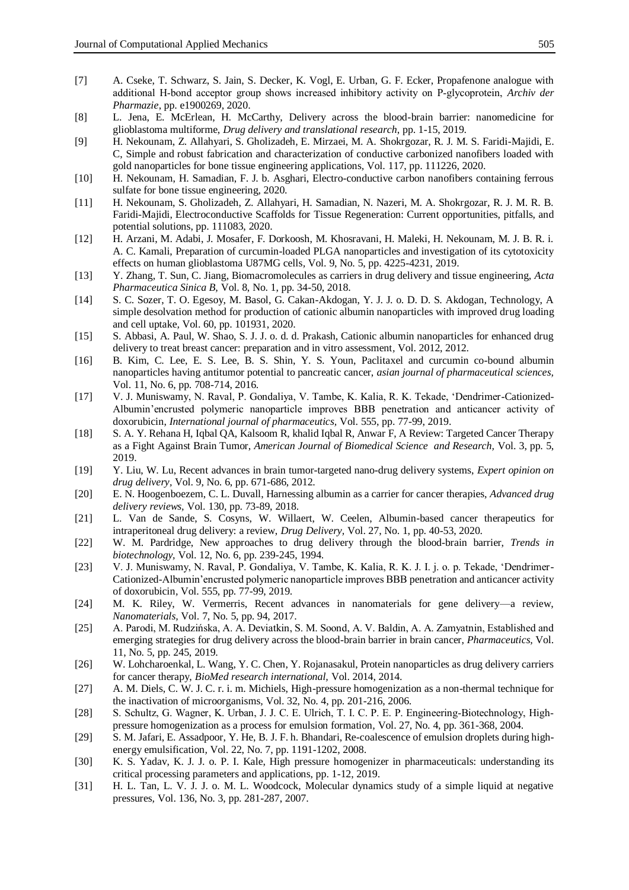[7] A. Cseke, T. Schwarz, S. Jain, S. Decker, K. Vogl, E. Urban, G. F. Ecker, Propafenone analogue with additional H-bond acceptor group shows increased inhibitory activity on P-glycoprotein, *Archiv der Pharmazie*, pp. e1900269, 2020.

[8] L. Jena, E. McErlean, H. McCarthy, Delivery across the blood-brain barrier: nanomedicine for glioblastoma multiforme, *Drug delivery and translational research*, pp. 1-15, 2019.

[9] H. Nekounam, Z. Allahyari, S. Gholizadeh, E. Mirzaei, M. A. Shokrgozar, R. J. M. S. Faridi-Majidi, E. C, Simple and robust fabrication and characterization of conductive carbonized nanofibers loaded with gold nanoparticles for bone tissue engineering applications, Vol. 117, pp. 111226, 2020.

[10] H. Nekounam, H. Samadian, F. J. b. Asghari, Electro-conductive carbon nanofibers containing ferrous sulfate for bone tissue engineering, 2020.

[11] H. Nekounam, S. Gholizadeh, Z. Allahyari, H. Samadian, N. Nazeri, M. A. Shokrgozar, R. J. M. R. B. Faridi-Majidi, Electroconductive Scaffolds for Tissue Regeneration: Current opportunities, pitfalls, and potential solutions, pp. 111083, 2020.

[12] H. Arzani, M. Adabi, J. Mosafer, F. Dorkoosh, M. Khosravani, H. Maleki, H. Nekounam, M. J. B. R. i. A. C. Kamali, Preparation of curcumin-loaded PLGA nanoparticles and investigation of its cytotoxicity effects on human glioblastoma U87MG cells, Vol. 9, No. 5, pp. 4225-4231, 2019.

[13] Y. Zhang, T. Sun, C. Jiang, Biomacromolecules as carriers in drug delivery and tissue engineering, *Acta Pharmaceutica Sinica B*, Vol. 8, No. 1, pp. 34-50, 2018.

[14] S. C. Sozer, T. O. Egesoy, M. Basol, G. Cakan-Akdogan, Y. J. J. o. D. D. S. Akdogan, Technology, A simple desolvation method for production of cationic albumin nanoparticles with improved drug loading and cell uptake, Vol. 60, pp. 101931, 2020.

[15] S. Abbasi, A. Paul, W. Shao, S. J. J. o. d. d. Prakash, Cationic albumin nanoparticles for enhanced drug delivery to treat breast cancer: preparation and in vitro assessment, Vol. 2012, 2012.

[16] B. Kim, C. Lee, E. S. Lee, B. S. Shin, Y. S. Youn, Paclitaxel and curcumin co-bound albumin nanoparticles having antitumor potential to pancreatic cancer, *asian journal of pharmaceutical sciences*, Vol. 11, No. 6, pp. 708-714, 2016.

[17] V. J. Muniswamy, N. Raval, P. Gondaliya, V. Tambe, K. Kalia, R. K. Tekade, 'Dendrimer-Cationized-Albumin'encrusted polymeric nanoparticle improves BBB penetration and anticancer activity of doxorubicin, *International journal of pharmaceutics*, Vol. 555, pp. 77-99, 2019.

[18] S. A. Y. Rehana H, Iqbal QA, Kalsoom R, khalid Iqbal R, Anwar F, A Review: Targeted Cancer Therapy as a Fight Against Brain Tumor, *American Journal of Biomedical Science and Research*, Vol. 3, pp. 5, 2019.

[19] Y. Liu, W. Lu, Recent advances in brain tumor-targeted nano-drug delivery systems, *Expert opinion on drug delivery*, Vol. 9, No. 6, pp. 671-686, 2012.

[20] E. N. Hoogenboezem, C. L. Duvall, Harnessing albumin as a carrier for cancer therapies, *Advanced drug delivery reviews*, Vol. 130, pp. 73-89, 2018.

[21] L. Van de Sande, S. Cosyns, W. Willaert, W. Ceelen, Albumin-based cancer therapeutics for intraperitoneal drug delivery: a review, *Drug Delivery*, Vol. 27, No. 1, pp. 40-53, 2020.

[22] W. M. Pardridge, New approaches to drug delivery through the blood-brain barrier, *Trends in biotechnology*, Vol. 12, No. 6, pp. 239-245, 1994.

[23] V. J. Muniswamy, N. Raval, P. Gondaliya, V. Tambe, K. Kalia, R. K. J. I. j. o. p. Tekade, 'Dendrimer-Cationized-Albumin'encrusted polymeric nanoparticle improves BBB penetration and anticancer activity of doxorubicin, Vol. 555, pp. 77-99, 2019.

[24] M. K. Riley, W. Vermerris, Recent advances in nanomaterials for gene delivery—a review, *Nanomaterials*, Vol. 7, No. 5, pp. 94, 2017.

[25] A. Parodi, M. Rudzińska, A. A. Deviatkin, S. M. Soond, A. V. Baldin, A. A. Zamyatnin, Established and emerging strategies for drug delivery across the blood-brain barrier in brain cancer, *Pharmaceutics*, Vol. 11, No. 5, pp. 245, 2019.

[26] W. Lohcharoenkal, L. Wang, Y. C. Chen, Y. Rojanasakul, Protein nanoparticles as drug delivery carriers for cancer therapy, *BioMed research international*, Vol. 2014, 2014.

[27] A. M. Diels, C. W. J. C. r. i. m. Michiels, High-pressure homogenization as a non-thermal technique for the inactivation of microorganisms, Vol. 32, No. 4, pp. 201-216, 2006.

[28] S. Schultz, G. Wagner, K. Urban, J. J. C. E. Ulrich, T. I. C. P. E. P. Engineering-Biotechnology, High-pressure homogenization as a process for emulsion formation, Vol. 27, No. 4, pp. 361-368, 2004.

[29] S. M. Jafari, E. Assadpoor, Y. He, B. J. F. h. Bhandari, Re-coalescence of emulsion droplets during high-energy emulsification, Vol. 22, No. 7, pp. 1191-1202, 2008.

[30] K. S. Yadav, K. J. J. o. P. I. Kale, High pressure homogenizer in pharmaceuticals: understanding its critical processing parameters and applications, pp. 1-12, 2019.

[31] H. L. Tan, L. V. J. J. o. M. L. Woodcock, Molecular dynamics study of a simple liquid at negative pressures, Vol. 136, No. 3, pp. 281-287, 2007.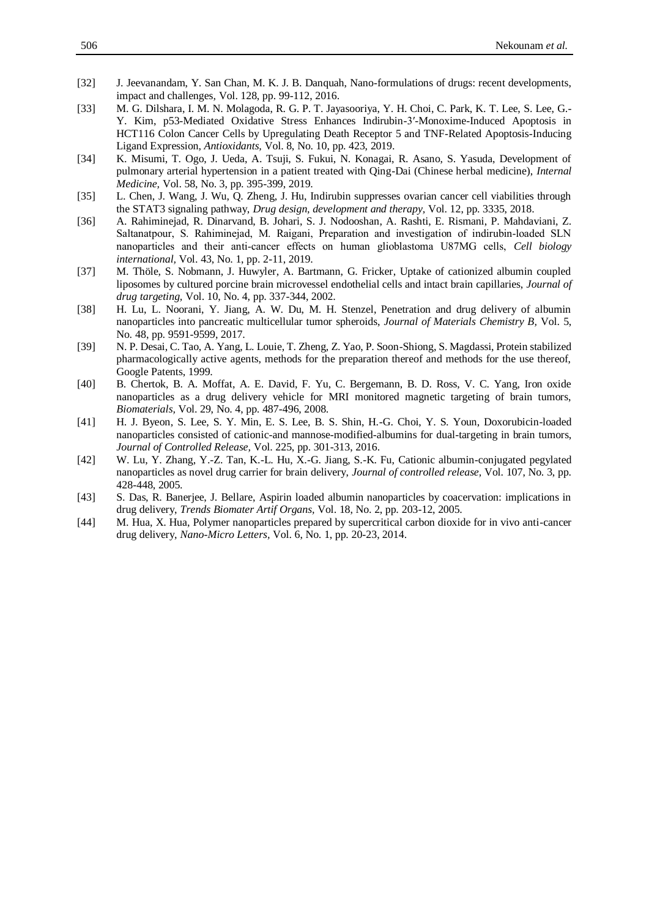[32] J. Jeevanandam, Y. San Chan, M. K. J. B. Danquah, Nano-formulations of drugs: recent developments, impact and challenges, Vol. 128, pp. 99-112, 2016.

[33] M. G. Dilshara, I. M. N. Molagoda, R. G. P. T. Jayasooriya, Y. H. Choi, C. Park, K. T. Lee, S. Lee, G.-Y. Kim, p53-Mediated Oxidative Stress Enhances Indirubin-3′-Monoxime-Induced Apoptosis in HCT116 Colon Cancer Cells by Upregulating Death Receptor 5 and TNF-Related Apoptosis-Inducing Ligand Expression, *Antioxidants,* Vol. 8, No. 10, pp. 423, 2019.

[34] K. Misumi, T. Ogo, J. Ueda, A. Tsuji, S. Fukui, N. Konagai, R. Asano, S. Yasuda, Development of pulmonary arterial hypertension in a patient treated with Qing-Dai (Chinese herbal medicine), *Internal Medicine,* Vol. 58, No. 3, pp. 395-399, 2019.

[35] L. Chen, J. Wang, J. Wu, Q. Zheng, J. Hu, Indirubin suppresses ovarian cancer cell viabilities through the STAT3 signaling pathway, *Drug design, development and therapy,* Vol. 12, pp. 3335, 2018.

[36] A. Rahiminejad, R. Dinarvand, B. Johari, S. J. Nodooshan, A. Rashti, E. Rismani, P. Mahdaviani, Z. Saltanatpour, S. Rahiminejad, M. Raigani, Preparation and investigation of indirubin-loaded SLN nanoparticles and their anti-cancer effects on human glioblastoma U87MG cells, *Cell biology international,* Vol. 43, No. 1, pp. 2-11, 2019.

[37] M. Thöle, S. Nobmann, J. Huwyler, A. Bartmann, G. Fricker, Uptake of cationized albumin coupled liposomes by cultured porcine brain microvessel endothelial cells and intact brain capillaries, *Journal of drug targeting,* Vol. 10, No. 4, pp. 337-344, 2002.

[38] H. Lu, L. Noorani, Y. Jiang, A. W. Du, M. H. Stenzel, Penetration and drug delivery of albumin nanoparticles into pancreatic multicellular tumor spheroids, *Journal of Materials Chemistry B,* Vol. 5, No. 48, pp. 9591-9599, 2017.

[39] N. P. Desai, C. Tao, A. Yang, L. Louie, T. Zheng, Z. Yao, P. Soon-Shiong, S. Magdassi, Protein stabilized pharmacologically active agents, methods for the preparation thereof and methods for the use thereof, Google Patents, 1999.

[40] B. Chertok, B. A. Moffat, A. E. David, F. Yu, C. Bergemann, B. D. Ross, V. C. Yang, Iron oxide nanoparticles as a drug delivery vehicle for MRI monitored magnetic targeting of brain tumors, *Biomaterials,* Vol. 29, No. 4, pp. 487-496, 2008.

[41] H. J. Byeon, S. Lee, S. Y. Min, E. S. Lee, B. S. Shin, H.-G. Choi, Y. S. Youn, Doxorubicin-loaded nanoparticles consisted of cationic-and mannose-modified-albumins for dual-targeting in brain tumors, *Journal of Controlled Release,* Vol. 225, pp. 301-313, 2016.

[42] W. Lu, Y. Zhang, Y.-Z. Tan, K.-L. Hu, X.-G. Jiang, S.-K. Fu, Cationic albumin-conjugated pegylated nanoparticles as novel drug carrier for brain delivery, *Journal of controlled release,* Vol. 107, No. 3, pp. 428-448, 2005.

[43] S. Das, R. Banerjee, J. Bellare, Aspirin loaded albumin nanoparticles by coacervation: implications in drug delivery, *Trends Biomater Artif Organs,* Vol. 18, No. 2, pp. 203-12, 2005.

[44] M. Hua, X. Hua, Polymer nanoparticles prepared by supercritical carbon dioxide for in vivo anti-cancer drug delivery, *Nano-Micro Letters,* Vol. 6, No. 1, pp. 20-23, 2014.